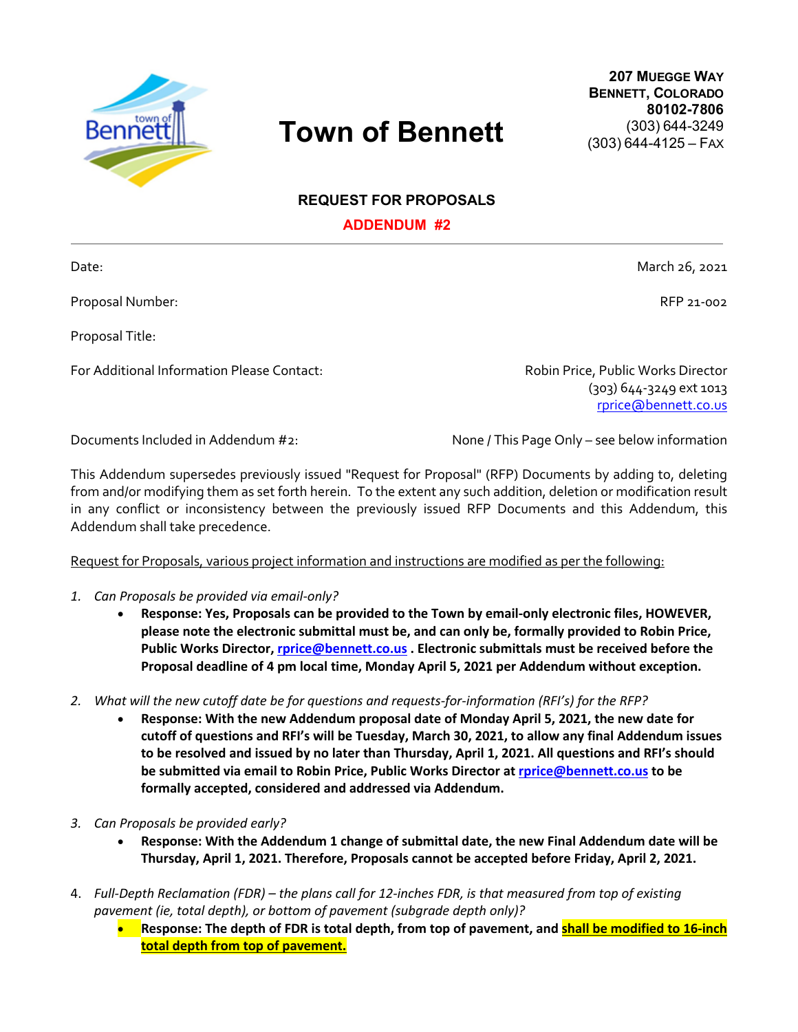# Town of Bennett

**207 MUEGGE WAY**
**BENNETT, COLORADO**
**80102-7806**
(303) 644-3249
(303) 644-4125 – FAX

## REQUEST FOR PROPOSALS

## ADDENDUM #2

---

| | |
|---|---|
| Date: | March 26, 2021 |
| Proposal Number: | RFP 21-002 |
| Proposal Title: | |
| For Additional Information Please Contact: | Robin Price, Public Works Director<br>(303) 644-3249 ext 1013<br>rprice@bennett.co.us |
| Documents Included in Addendum #2: | None / This Page Only – see below information |

This Addendum supersedes previously issued "Request for Proposal" (RFP) Documents by adding to, deleting from and/or modifying them as set forth herein. To the extent any such addition, deletion or modification result in any conflict or inconsistency between the previously issued RFP Documents and this Addendum, this Addendum shall take precedence.

Request for Proposals, various project information and instructions are modified as per the following:

1. *Can Proposals be provided via email-only?*
   - **Response: Yes, Proposals can be provided to the Town by email-only electronic files, HOWEVER, please note the electronic submittal must be, and can only be, formally provided to Robin Price, Public Works Director, rprice@bennett.co.us . Electronic submittals must be received before the Proposal deadline of 4 pm local time, Monday April 5, 2021 per Addendum without exception.**

2. *What will the new cutoff date be for questions and requests-for-information (RFI's) for the RFP?*
   - **Response: With the new Addendum proposal date of Monday April 5, 2021, the new date for cutoff of questions and RFI's will be Tuesday, March 30, 2021, to allow any final Addendum issues to be resolved and issued by no later than Thursday, April 1, 2021. All questions and RFI's should be submitted via email to Robin Price, Public Works Director at rprice@bennett.co.us to be formally accepted, considered and addressed via Addendum.**

3. *Can Proposals be provided early?*
   - **Response: With the Addendum 1 change of submittal date, the new Final Addendum date will be Thursday, April 1, 2021. Therefore, Proposals cannot be accepted before Friday, April 2, 2021.**

4. *Full-Depth Reclamation (FDR) – the plans call for 12-inches FDR, is that measured from top of existing pavement (ie, total depth), or bottom of pavement (subgrade depth only)?*
   - **Response: The depth of FDR is total depth, from top of pavement, and shall be modified to 16-inch total depth from top of pavement.**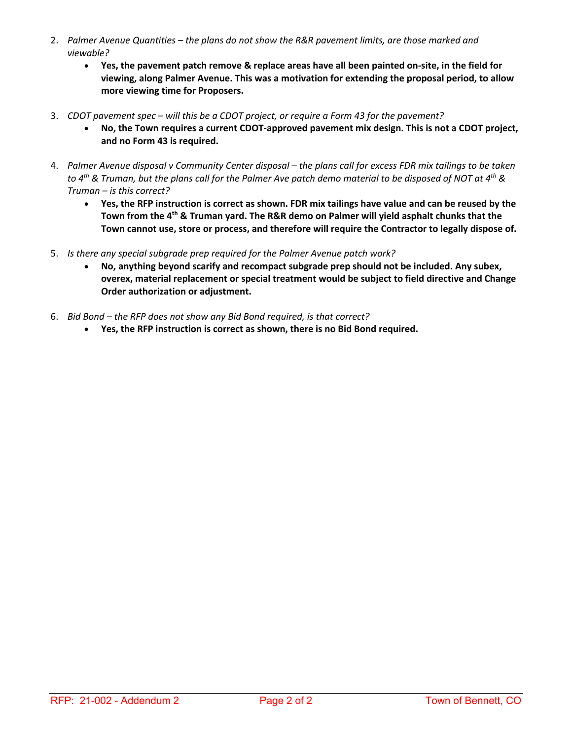2. *Palmer Avenue Quantities – the plans do not show the R&R pavement limits, are those marked and viewable?*
   - **Yes, the pavement patch remove & replace areas have all been painted on-site, in the field for viewing, along Palmer Avenue. This was a motivation for extending the proposal period, to allow more viewing time for Proposers.**

3. *CDOT pavement spec – will this be a CDOT project, or require a Form 43 for the pavement?*
   - **No, the Town requires a current CDOT-approved pavement mix design. This is not a CDOT project, and no Form 43 is required.**

4. *Palmer Avenue disposal v Community Center disposal – the plans call for excess FDR mix tailings to be taken to 4th & Truman, but the plans call for the Palmer Ave patch demo material to be disposed of NOT at 4th & Truman – is this correct?*
   - **Yes, the RFP instruction is correct as shown. FDR mix tailings have value and can be reused by the Town from the 4th & Truman yard. The R&R demo on Palmer will yield asphalt chunks that the Town cannot use, store or process, and therefore will require the Contractor to legally dispose of.**

5. *Is there any special subgrade prep required for the Palmer Avenue patch work?*
   - **No, anything beyond scarify and recompact subgrade prep should not be included. Any subex, overex, material replacement or special treatment would be subject to field directive and Change Order authorization or adjustment.**

6. *Bid Bond – the RFP does not show any Bid Bond required, is that correct?*
   - **Yes, the RFP instruction is correct as shown, there is no Bid Bond required.**